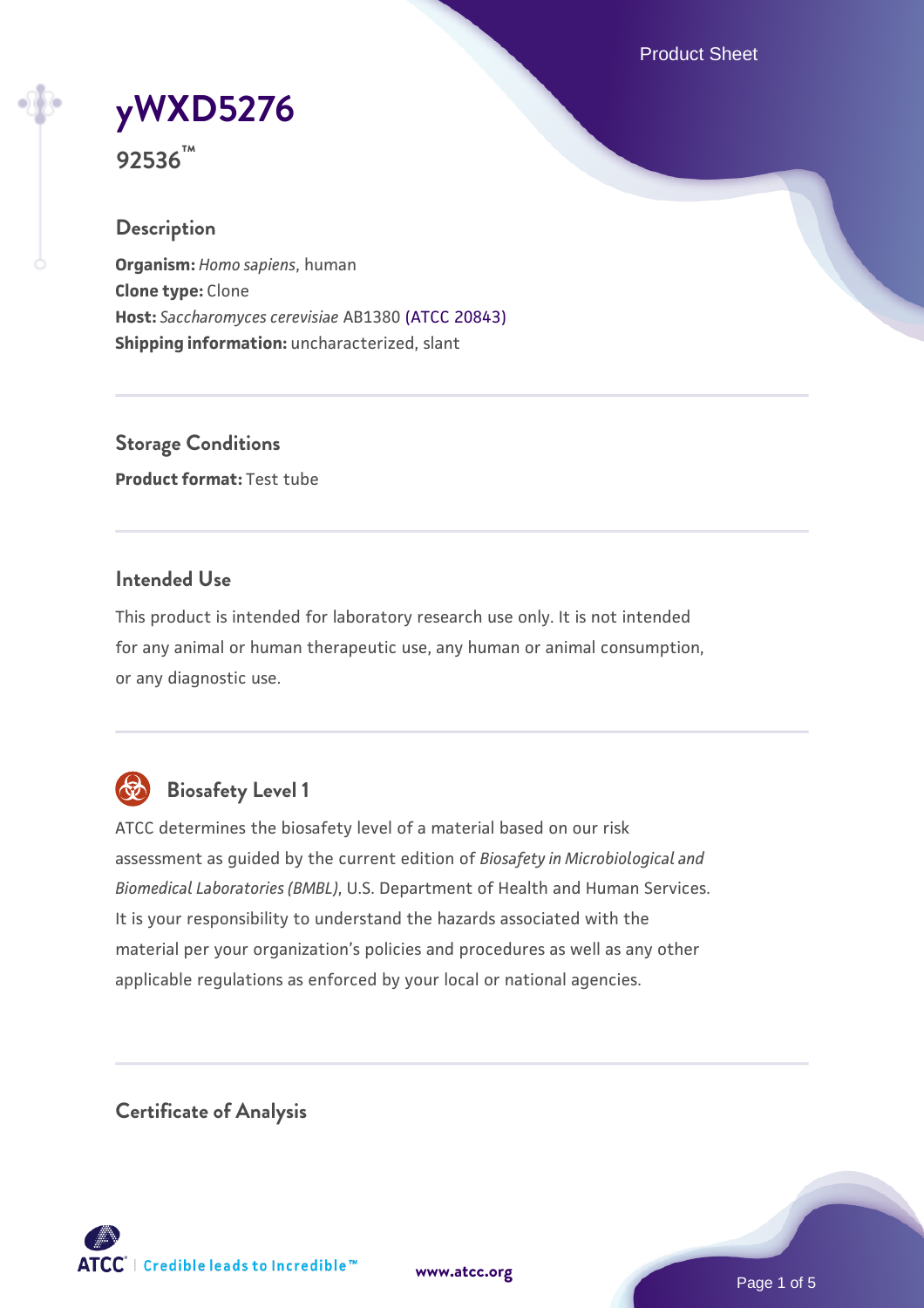# yWXD5276

**92536™**

## Description

**Organism:** *Homo sapiens*, human
**Clone type:** Clone
**Host:** *Saccharomyces cerevisiae* AB1380 (ATCC 20843)
**Shipping information:** uncharacterized, slant

## Storage Conditions

**Product format:** Test tube

## Intended Use

This product is intended for laboratory research use only. It is not intended for any animal or human therapeutic use, any human or animal consumption, or any diagnostic use.

## Biosafety Level 1

ATCC determines the biosafety level of a material based on our risk assessment as guided by the current edition of *Biosafety in Microbiological and Biomedical Laboratories (BMBL)*, U.S. Department of Health and Human Services. It is your responsibility to understand the hazards associated with the material per your organization's policies and procedures as well as any other applicable regulations as enforced by your local or national agencies.

## Certificate of Analysis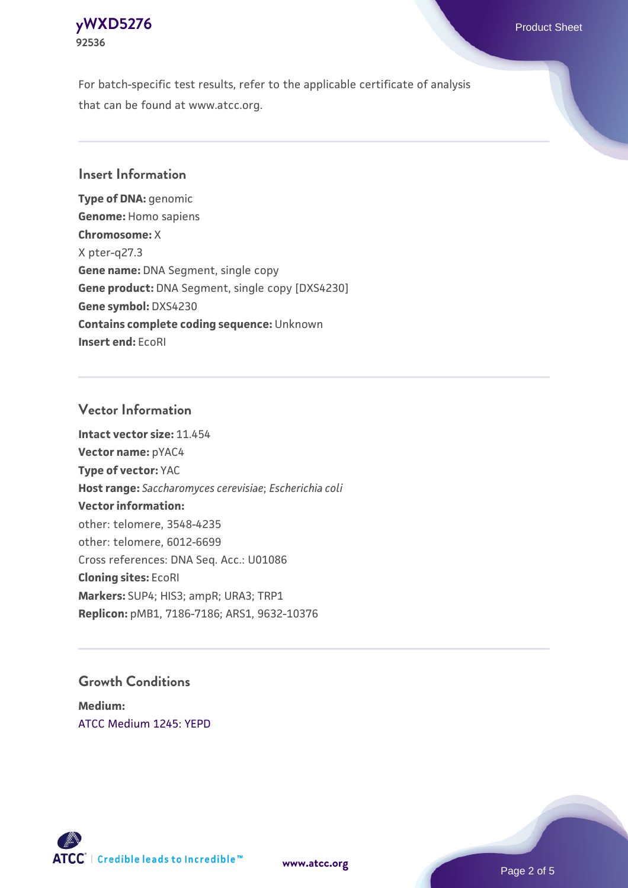For batch-specific test results, refer to the applicable certificate of analysis that can be found at www.atcc.org.

## Insert Information

**Type of DNA:** genomic
**Genome:** Homo sapiens
**Chromosome:** X
X pter-q27.3
**Gene name:** DNA Segment, single copy
**Gene product:** DNA Segment, single copy [DXS4230]
**Gene symbol:** DXS4230
**Contains complete coding sequence:** Unknown
**Insert end:** EcoRI

## Vector Information

**Intact vector size:** 11.454
**Vector name:** pYAC4
**Type of vector:** YAC
**Host range:** *Saccharomyces cerevisiae*; *Escherichia coli*
**Vector information:**
other: telomere, 3548-4235
other: telomere, 6012-6699
Cross references: DNA Seq. Acc.: U01086
**Cloning sites:** EcoRI
**Markers:** SUP4; HIS3; ampR; URA3; TRP1
**Replicon:** pMB1, 7186-7186; ARS1, 9632-10376

## Growth Conditions

**Medium:**
ATCC Medium 1245: YEPD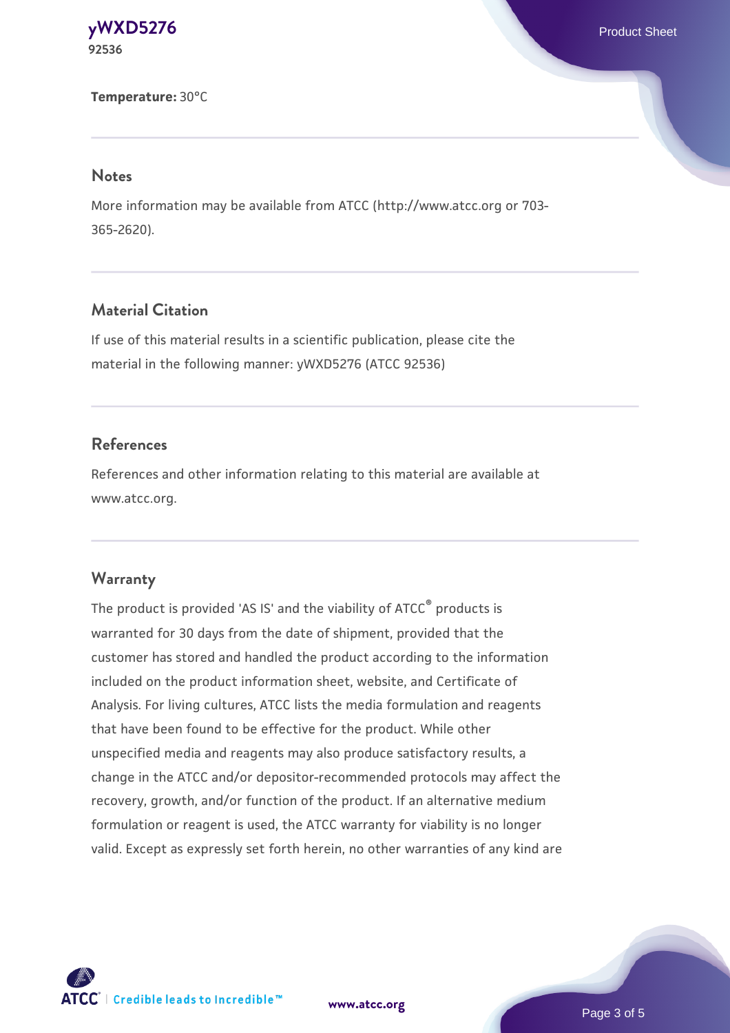**Temperature:** 30°C

## Notes

More information may be available from ATCC (http://www.atcc.org or 703-365-2620).

## Material Citation

If use of this material results in a scientific publication, please cite the material in the following manner: yWXD5276 (ATCC 92536)

## References

References and other information relating to this material are available at www.atcc.org.

## Warranty

The product is provided 'AS IS' and the viability of ATCC® products is warranted for 30 days from the date of shipment, provided that the customer has stored and handled the product according to the information included on the product information sheet, website, and Certificate of Analysis. For living cultures, ATCC lists the media formulation and reagents that have been found to be effective for the product. While other unspecified media and reagents may also produce satisfactory results, a change in the ATCC and/or depositor-recommended protocols may affect the recovery, growth, and/or function of the product. If an alternative medium formulation or reagent is used, the ATCC warranty for viability is no longer valid. Except as expressly set forth herein, no other warranties of any kind are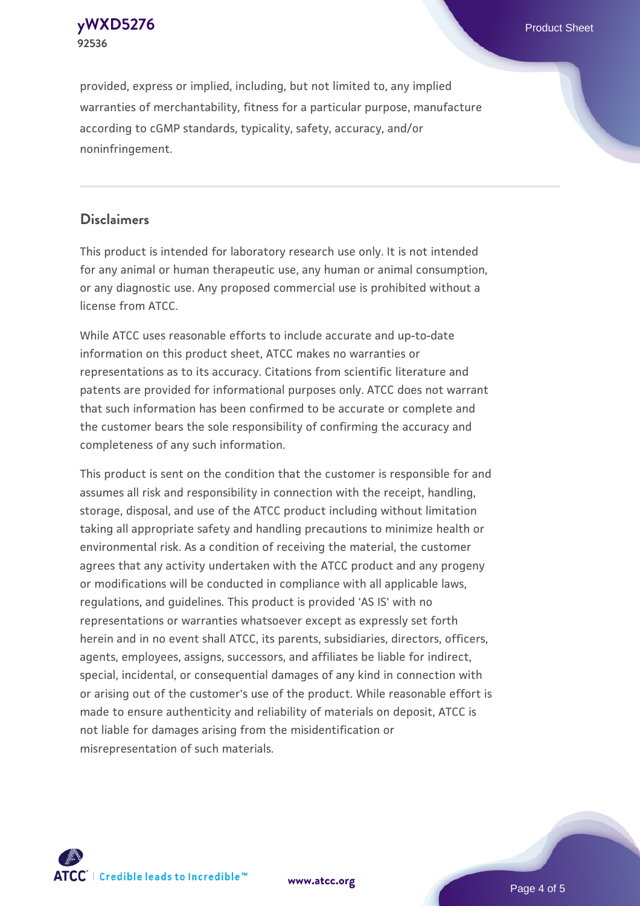provided, express or implied, including, but not limited to, any implied warranties of merchantability, fitness for a particular purpose, manufacture according to cGMP standards, typicality, safety, accuracy, and/or noninfringement.

## Disclaimers

This product is intended for laboratory research use only. It is not intended for any animal or human therapeutic use, any human or animal consumption, or any diagnostic use. Any proposed commercial use is prohibited without a license from ATCC.

While ATCC uses reasonable efforts to include accurate and up-to-date information on this product sheet, ATCC makes no warranties or representations as to its accuracy. Citations from scientific literature and patents are provided for informational purposes only. ATCC does not warrant that such information has been confirmed to be accurate or complete and the customer bears the sole responsibility of confirming the accuracy and completeness of any such information.

This product is sent on the condition that the customer is responsible for and assumes all risk and responsibility in connection with the receipt, handling, storage, disposal, and use of the ATCC product including without limitation taking all appropriate safety and handling precautions to minimize health or environmental risk. As a condition of receiving the material, the customer agrees that any activity undertaken with the ATCC product and any progeny or modifications will be conducted in compliance with all applicable laws, regulations, and guidelines. This product is provided 'AS IS' with no representations or warranties whatsoever except as expressly set forth herein and in no event shall ATCC, its parents, subsidiaries, directors, officers, agents, employees, assigns, successors, and affiliates be liable for indirect, special, incidental, or consequential damages of any kind in connection with or arising out of the customer's use of the product. While reasonable effort is made to ensure authenticity and reliability of materials on deposit, ATCC is not liable for damages arising from the misidentification or misrepresentation of such materials.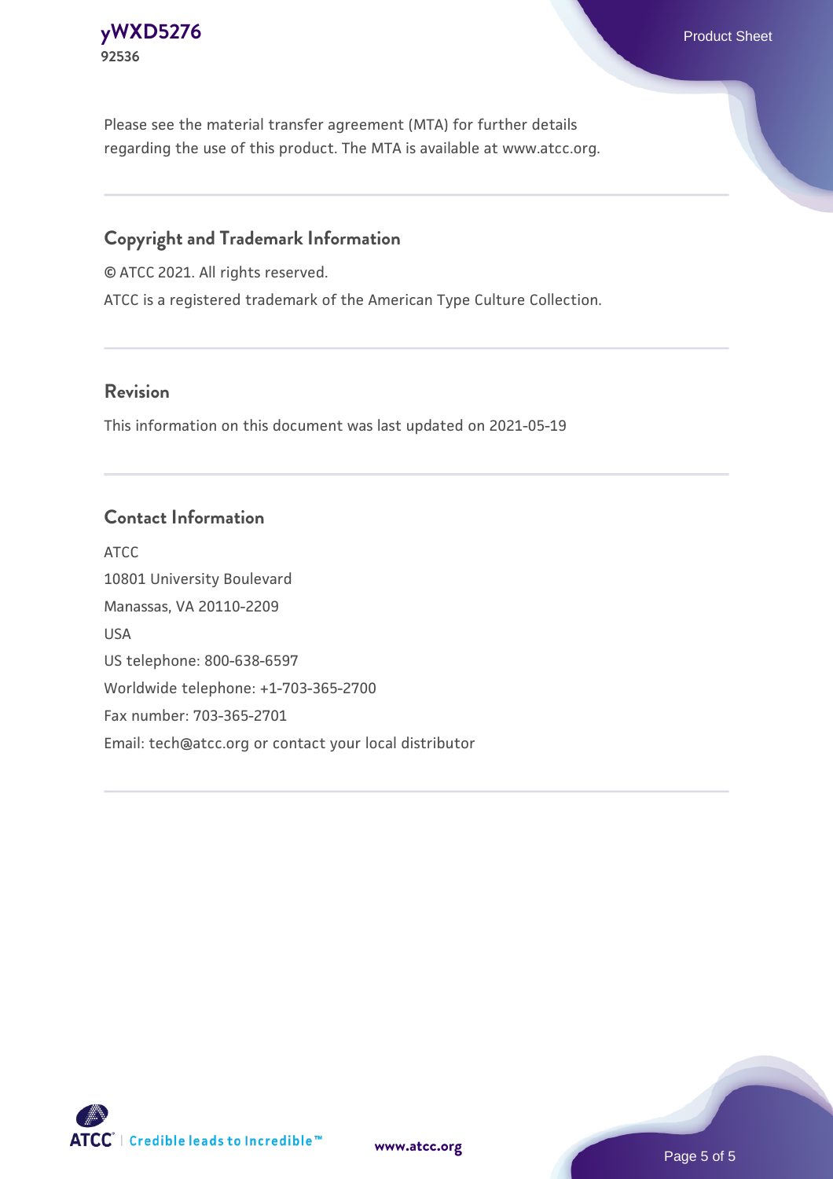Please see the material transfer agreement (MTA) for further details regarding the use of this product. The MTA is available at www.atcc.org.

## Copyright and Trademark Information

© ATCC 2021. All rights reserved.

ATCC is a registered trademark of the American Type Culture Collection.

## Revision

This information on this document was last updated on 2021-05-19

## Contact Information

ATCC
10801 University Boulevard
Manassas, VA 20110-2209
USA
US telephone: 800-638-6597
Worldwide telephone: +1-703-365-2700
Fax number: 703-365-2701
Email: tech@atcc.org or contact your local distributor